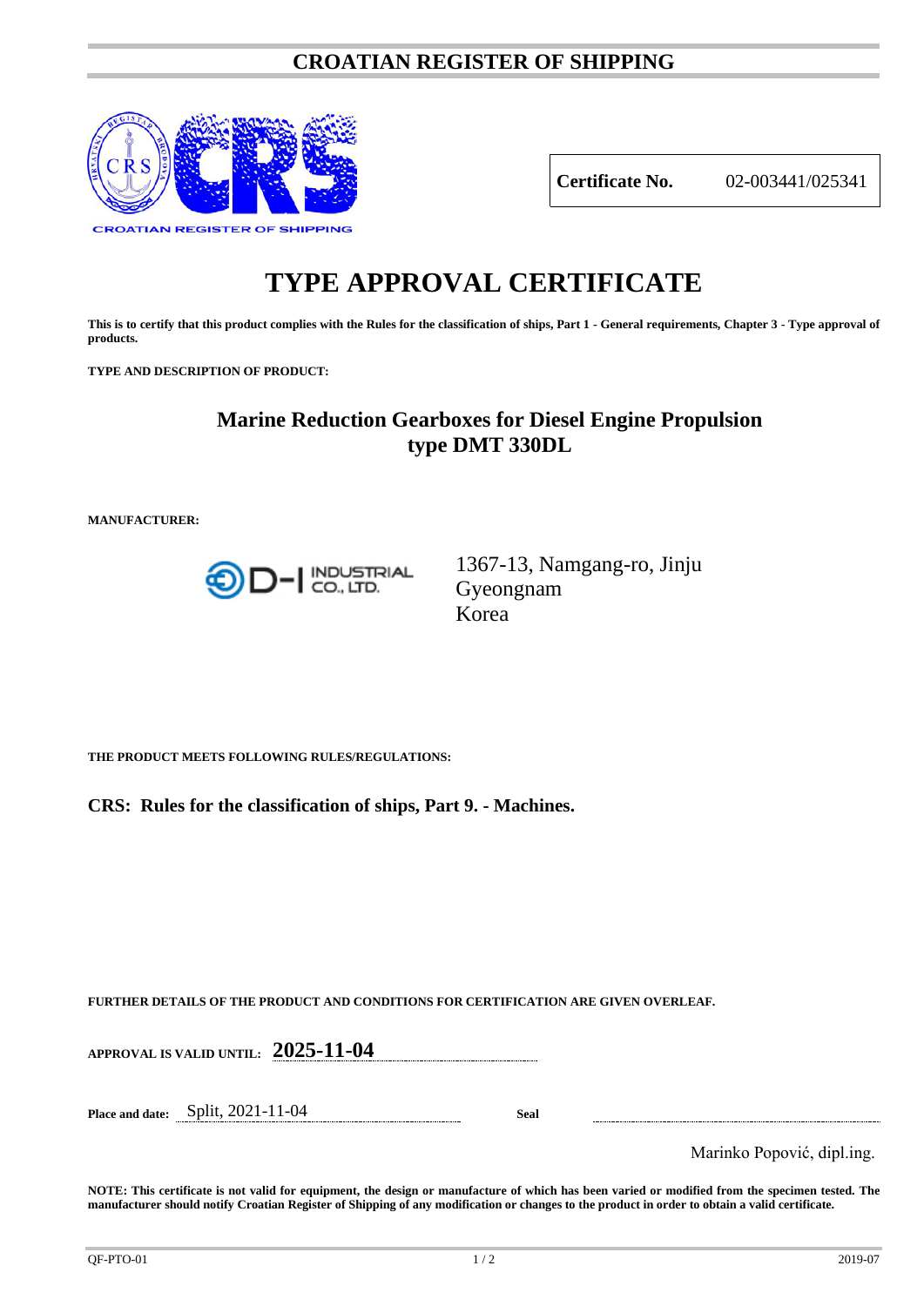# CROATIAN REGISTER OF SHIPPING

CROATIAN REGISTER OF SHIPPING

| | |
|---|---|
| **Certificate No.** | 02-003441/025341 |

# TYPE APPROVAL CERTIFICATE

**This is to certify that this product complies with the Rules for the classification of ships, Part 1 - General requirements, Chapter 3 - Type approval of products.**

**TYPE AND DESCRIPTION OF PRODUCT:**

## Marine Reduction Gearboxes for Diesel Engine Propulsion type DMT 330DL

**MANUFACTURER:**

D-I INDUSTRIAL CO., LTD.

1367-13, Namgang-ro, Jinju
Gyeongnam
Korea

**THE PRODUCT MEETS FOLLOWING RULES/REGULATIONS:**

**CRS: Rules for the classification of ships, Part 9. - Machines.**

**FURTHER DETAILS OF THE PRODUCT AND CONDITIONS FOR CERTIFICATION ARE GIVEN OVERLEAF.**

**APPROVAL IS VALID UNTIL:** **2025-11-04**

**Place and date:** Split, 2021-11-04 **Seal**

Marinko Popović, dipl.ing.

**NOTE: This certificate is not valid for equipment, the design or manufacture of which has been varied or modified from the specimen tested. The manufacturer should notify Croatian Register of Shipping of any modification or changes to the product in order to obtain a valid certificate.**

QF-PTO-01 2019-07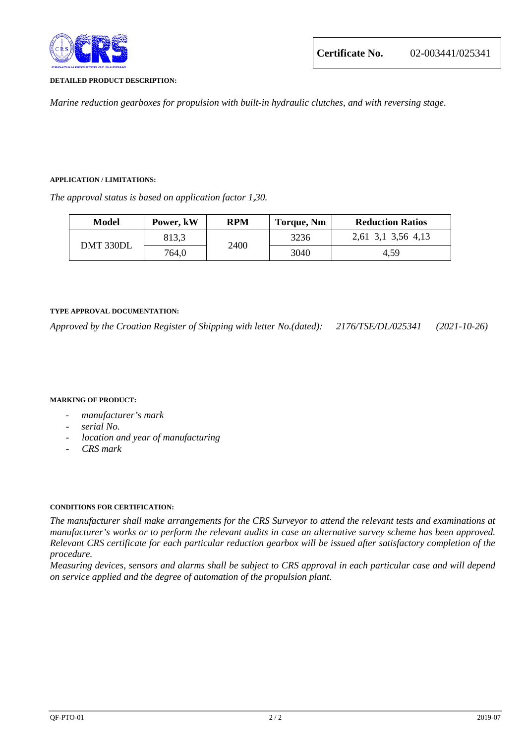**Certificate No.** 02-003441/025341

**DETAILED PRODUCT DESCRIPTION:**

*Marine reduction gearboxes for propulsion with built-in hydraulic clutches, and with reversing stage.*

**APPLICATION / LIMITATIONS:**

*The approval status is based on application factor 1,30.*

| Model | Power, kW | RPM | Torque, Nm | Reduction Ratios |
|---|---|---|---|---|
| DMT 330DL | 813,3 | 2400 | 3236 | 2,61 3,1 3,56 4,13 |
| | 764,0 | | 3040 | 4,59 |

**TYPE APPROVAL DOCUMENTATION:**

*Approved by the Croatian Register of Shipping with letter No.(dated): 2176/TSE/DL/025341 (2021-10-26)*

**MARKING OF PRODUCT:**

- *manufacturer's mark*
- *serial No.*
- *location and year of manufacturing*
- *CRS mark*

**CONDITIONS FOR CERTIFICATION:**

*The manufacturer shall make arrangements for the CRS Surveyor to attend the relevant tests and examinations at manufacturer's works or to perform the relevant audits in case an alternative survey scheme has been approved. Relevant CRS certificate for each particular reduction gearbox will be issued after satisfactory completion of the procedure.*

*Measuring devices, sensors and alarms shall be subject to CRS approval in each particular case and will depend on service applied and the degree of automation of the propulsion plant.*